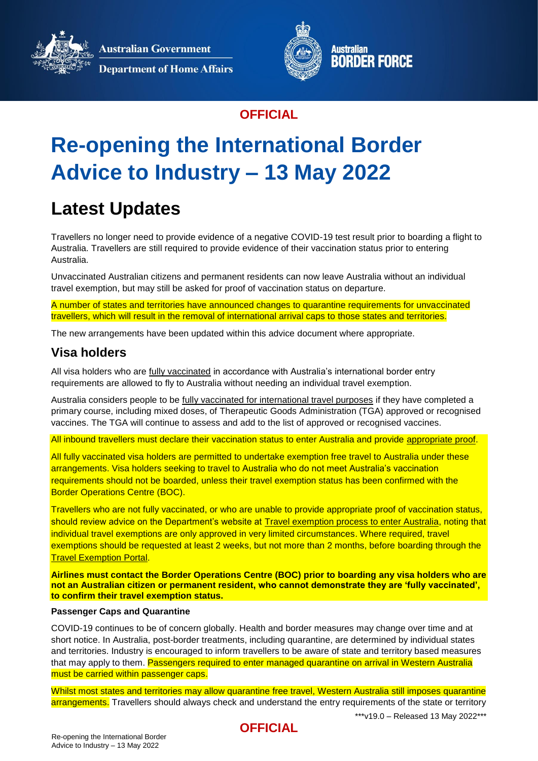**OFFICIAL**

# Re-opening the International Border Advice to Industry – 13 May 2022

## Latest Updates

Travellers no longer need to provide evidence of a negative COVID-19 test result prior to boarding a flight to Australia. Travellers are still required to provide evidence of their vaccination status prior to entering Australia.

Unvaccinated Australian citizens and permanent residents can now leave Australia without an individual travel exemption, but may still be asked for proof of vaccination status on departure.

A number of states and territories have announced changes to quarantine requirements for unvaccinated travellers, which will result in the removal of international arrival caps to those states and territories.

The new arrangements have been updated within this advice document where appropriate.

### Visa holders

All visa holders who are fully vaccinated in accordance with Australia's international border entry requirements are allowed to fly to Australia without needing an individual travel exemption.

Australia considers people to be fully vaccinated for international travel purposes if they have completed a primary course, including mixed doses, of Therapeutic Goods Administration (TGA) approved or recognised vaccines. The TGA will continue to assess and add to the list of approved or recognised vaccines.

All inbound travellers must declare their vaccination status to enter Australia and provide appropriate proof.

All fully vaccinated visa holders are permitted to undertake exemption free travel to Australia under these arrangements. Visa holders seeking to travel to Australia who do not meet Australia's vaccination requirements should not be boarded, unless their travel exemption status has been confirmed with the Border Operations Centre (BOC).

Travellers who are not fully vaccinated, or who are unable to provide appropriate proof of vaccination status, should review advice on the Department's website at Travel exemption process to enter Australia, noting that individual travel exemptions are only approved in very limited circumstances. Where required, travel exemptions should be requested at least 2 weeks, but not more than 2 months, before boarding through the Travel Exemption Portal.

**Airlines must contact the Border Operations Centre (BOC) prior to boarding any visa holders who are not an Australian citizen or permanent resident, who cannot demonstrate they are 'fully vaccinated', to confirm their travel exemption status.**

**Passenger Caps and Quarantine**

COVID-19 continues to be of concern globally. Health and border measures may change over time and at short notice. In Australia, post-border treatments, including quarantine, are determined by individual states and territories. Industry is encouraged to inform travellers to be aware of state and territory based measures that may apply to them. Passengers required to enter managed quarantine on arrival in Western Australia must be carried within passenger caps.

Whilst most states and territories may allow quarantine free travel, Western Australia still imposes quarantine arrangements. Travellers should always check and understand the entry requirements of the state or territory

***v19.0 – Released 13 May 2022***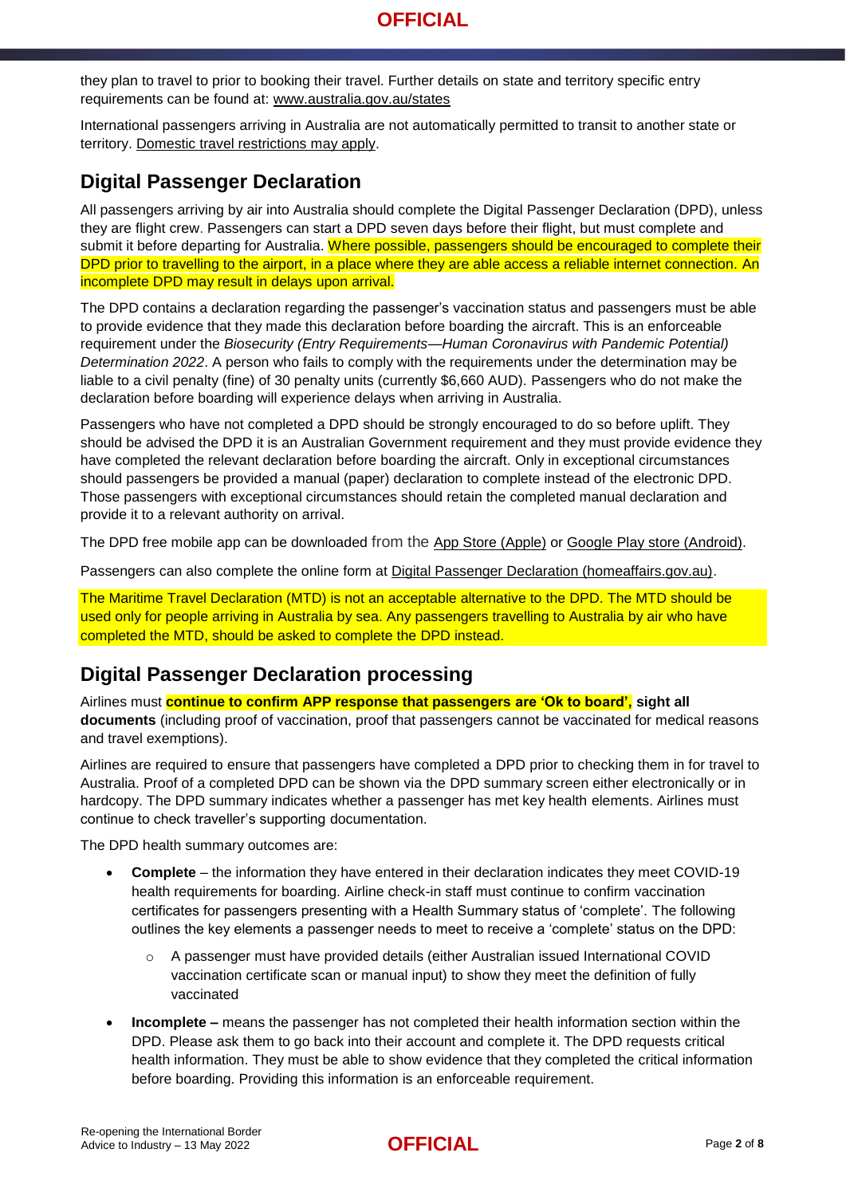they plan to travel to prior to booking their travel. Further details on state and territory specific entry requirements can be found at: www.australia.gov.au/states

International passengers arriving in Australia are not automatically permitted to transit to another state or territory. Domestic travel restrictions may apply.

## Digital Passenger Declaration

All passengers arriving by air into Australia should complete the Digital Passenger Declaration (DPD), unless they are flight crew. Passengers can start a DPD seven days before their flight, but must complete and submit it before departing for Australia. Where possible, passengers should be encouraged to complete their DPD prior to travelling to the airport, in a place where they are able access a reliable internet connection. An incomplete DPD may result in delays upon arrival.

The DPD contains a declaration regarding the passenger's vaccination status and passengers must be able to provide evidence that they made this declaration before boarding the aircraft. This is an enforceable requirement under the *Biosecurity (Entry Requirements—Human Coronavirus with Pandemic Potential) Determination 2022*. A person who fails to comply with the requirements under the determination may be liable to a civil penalty (fine) of 30 penalty units (currently $6,660 AUD). Passengers who do not make the declaration before boarding will experience delays when arriving in Australia.

Passengers who have not completed a DPD should be strongly encouraged to do so before uplift. They should be advised the DPD it is an Australian Government requirement and they must provide evidence they have completed the relevant declaration before boarding the aircraft. Only in exceptional circumstances should passengers be provided a manual (paper) declaration to complete instead of the electronic DPD. Those passengers with exceptional circumstances should retain the completed manual declaration and provide it to a relevant authority on arrival.

The DPD free mobile app can be downloaded from the App Store (Apple) or Google Play store (Android).

Passengers can also complete the online form at Digital Passenger Declaration (homeaffairs.gov.au).

The Maritime Travel Declaration (MTD) is not an acceptable alternative to the DPD. The MTD should be used only for people arriving in Australia by sea. Any passengers travelling to Australia by air who have completed the MTD, should be asked to complete the DPD instead.

## Digital Passenger Declaration processing

Airlines must **continue to confirm APP response that passengers are 'Ok to board', sight all documents** (including proof of vaccination, proof that passengers cannot be vaccinated for medical reasons and travel exemptions).

Airlines are required to ensure that passengers have completed a DPD prior to checking them in for travel to Australia. Proof of a completed DPD can be shown via the DPD summary screen either electronically or in hardcopy. The DPD summary indicates whether a passenger has met key health elements. Airlines must continue to check traveller's supporting documentation.

The DPD health summary outcomes are:

- **Complete** – the information they have entered in their declaration indicates they meet COVID-19 health requirements for boarding. Airline check-in staff must continue to confirm vaccination certificates for passengers presenting with a Health Summary status of 'complete'. The following outlines the key elements a passenger needs to meet to receive a 'complete' status on the DPD:
  - A passenger must have provided details (either Australian issued International COVID vaccination certificate scan or manual input) to show they meet the definition of fully vaccinated
- **Incomplete –** means the passenger has not completed their health information section within the DPD. Please ask them to go back into their account and complete it. The DPD requests critical health information. They must be able to show evidence that they completed the critical information before boarding. Providing this information is an enforceable requirement.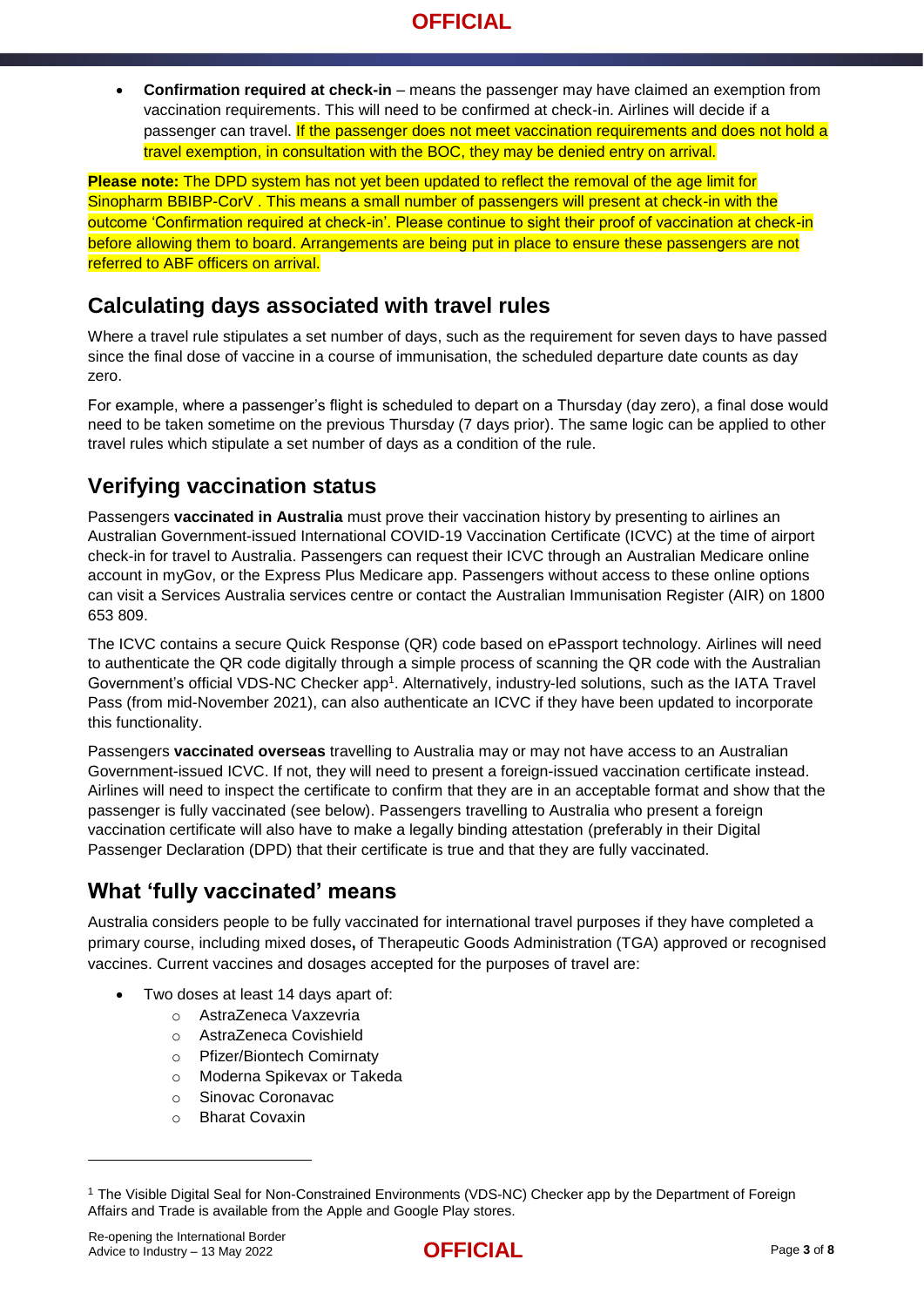- **Confirmation required at check-in** – means the passenger may have claimed an exemption from vaccination requirements. This will need to be confirmed at check-in. Airlines will decide if a passenger can travel. If the passenger does not meet vaccination requirements and does not hold a travel exemption, in consultation with the BOC, they may be denied entry on arrival.

**Please note:** The DPD system has not yet been updated to reflect the removal of the age limit for Sinopharm BBIBP-CorV . This means a small number of passengers will present at check-in with the outcome 'Confirmation required at check-in'. Please continue to sight their proof of vaccination at check-in before allowing them to board. Arrangements are being put in place to ensure these passengers are not referred to ABF officers on arrival.

## Calculating days associated with travel rules

Where a travel rule stipulates a set number of days, such as the requirement for seven days to have passed since the final dose of vaccine in a course of immunisation, the scheduled departure date counts as day zero.

For example, where a passenger's flight is scheduled to depart on a Thursday (day zero), a final dose would need to be taken sometime on the previous Thursday (7 days prior). The same logic can be applied to other travel rules which stipulate a set number of days as a condition of the rule.

## Verifying vaccination status

Passengers **vaccinated in Australia** must prove their vaccination history by presenting to airlines an Australian Government-issued International COVID-19 Vaccination Certificate (ICVC) at the time of airport check-in for travel to Australia. Passengers can request their ICVC through an Australian Medicare online account in myGov, or the Express Plus Medicare app. Passengers without access to these online options can visit a Services Australia services centre or contact the Australian Immunisation Register (AIR) on 1800 653 809.

The ICVC contains a secure Quick Response (QR) code based on ePassport technology. Airlines will need to authenticate the QR code digitally through a simple process of scanning the QR code with the Australian Government's official VDS-NC Checker app[1]. Alternatively, industry-led solutions, such as the IATA Travel Pass (from mid-November 2021), can also authenticate an ICVC if they have been updated to incorporate this functionality.

Passengers **vaccinated overseas** travelling to Australia may or may not have access to an Australian Government-issued ICVC. If not, they will need to present a foreign-issued vaccination certificate instead. Airlines will need to inspect the certificate to confirm that they are in an acceptable format and show that the passenger is fully vaccinated (see below). Passengers travelling to Australia who present a foreign vaccination certificate will also have to make a legally binding attestation (preferably in their Digital Passenger Declaration (DPD) that their certificate is true and that they are fully vaccinated.

## What 'fully vaccinated' means

Australia considers people to be fully vaccinated for international travel purposes if they have completed a primary course, including mixed doses**,** of Therapeutic Goods Administration (TGA) approved or recognised vaccines. Current vaccines and dosages accepted for the purposes of travel are:

- Two doses at least 14 days apart of:
  - AstraZeneca Vaxzevria
  - AstraZeneca Covishield
  - Pfizer/Biontech Comirnaty
  - Moderna Spikevax or Takeda
  - Sinovac Coronavac
  - Bharat Covaxin

[1] The Visible Digital Seal for Non-Constrained Environments (VDS-NC) Checker app by the Department of Foreign Affairs and Trade is available from the Apple and Google Play stores.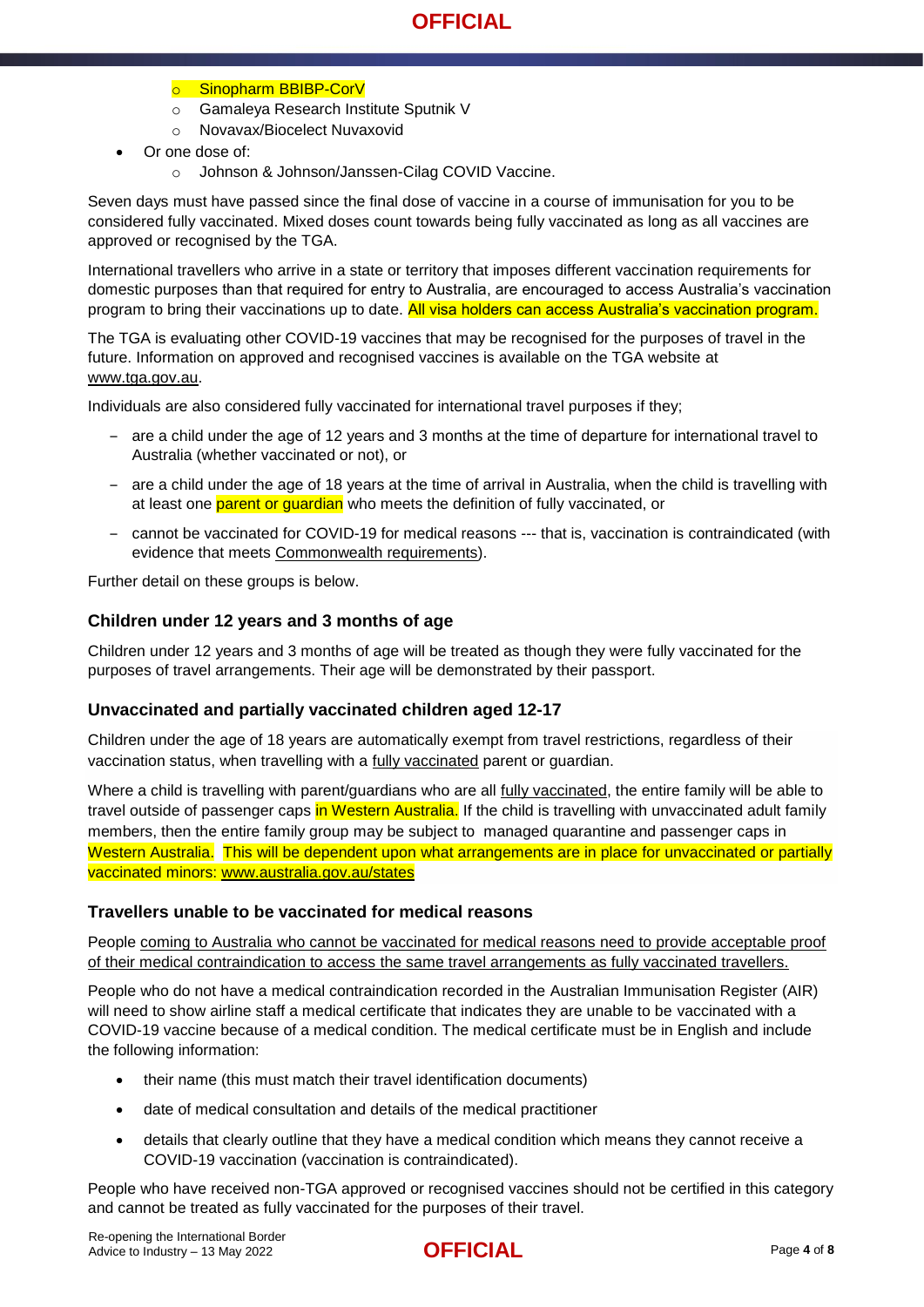- Sinopharm BBIBP-CorV
  - Gamaleya Research Institute Sputnik V
  - Novavax/Biocelect Nuvaxovid
- Or one dose of:
  - Johnson & Johnson/Janssen-Cilag COVID Vaccine.

Seven days must have passed since the final dose of vaccine in a course of immunisation for you to be considered fully vaccinated. Mixed doses count towards being fully vaccinated as long as all vaccines are approved or recognised by the TGA.

International travellers who arrive in a state or territory that imposes different vaccination requirements for domestic purposes than that required for entry to Australia, are encouraged to access Australia's vaccination program to bring their vaccinations up to date. All visa holders can access Australia's vaccination program.

The TGA is evaluating other COVID-19 vaccines that may be recognised for the purposes of travel in the future. Information on approved and recognised vaccines is available on the TGA website at www.tga.gov.au.

Individuals are also considered fully vaccinated for international travel purposes if they;

- are a child under the age of 12 years and 3 months at the time of departure for international travel to Australia (whether vaccinated or not), or
- are a child under the age of 18 years at the time of arrival in Australia, when the child is travelling with at least one parent or guardian who meets the definition of fully vaccinated, or
- cannot be vaccinated for COVID-19 for medical reasons --- that is, vaccination is contraindicated (with evidence that meets Commonwealth requirements).

Further detail on these groups is below.

### Children under 12 years and 3 months of age

Children under 12 years and 3 months of age will be treated as though they were fully vaccinated for the purposes of travel arrangements. Their age will be demonstrated by their passport.

### Unvaccinated and partially vaccinated children aged 12-17

Children under the age of 18 years are automatically exempt from travel restrictions, regardless of their vaccination status, when travelling with a fully vaccinated parent or guardian.

Where a child is travelling with parent/guardians who are all fully vaccinated, the entire family will be able to travel outside of passenger caps in Western Australia. If the child is travelling with unvaccinated adult family members, then the entire family group may be subject to managed quarantine and passenger caps in Western Australia. This will be dependent upon what arrangements are in place for unvaccinated or partially vaccinated minors: www.australia.gov.au/states

### Travellers unable to be vaccinated for medical reasons

People coming to Australia who cannot be vaccinated for medical reasons need to provide acceptable proof of their medical contraindication to access the same travel arrangements as fully vaccinated travellers.

People who do not have a medical contraindication recorded in the Australian Immunisation Register (AIR) will need to show airline staff a medical certificate that indicates they are unable to be vaccinated with a COVID-19 vaccine because of a medical condition. The medical certificate must be in English and include the following information:

- their name (this must match their travel identification documents)
- date of medical consultation and details of the medical practitioner
- details that clearly outline that they have a medical condition which means they cannot receive a COVID-19 vaccination (vaccination is contraindicated).

People who have received non-TGA approved or recognised vaccines should not be certified in this category and cannot be treated as fully vaccinated for the purposes of their travel.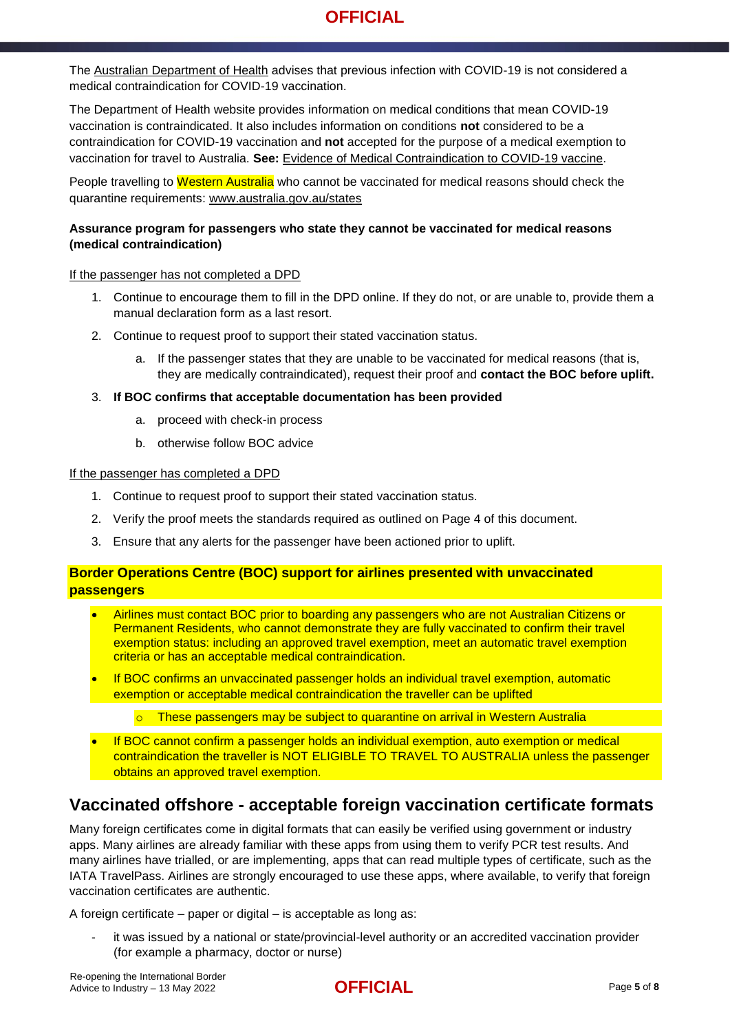The Australian Department of Health advises that previous infection with COVID-19 is not considered a medical contraindication for COVID-19 vaccination.

The Department of Health website provides information on medical conditions that mean COVID-19 vaccination is contraindicated. It also includes information on conditions **not** considered to be a contraindication for COVID-19 vaccination and **not** accepted for the purpose of a medical exemption to vaccination for travel to Australia. **See:** Evidence of Medical Contraindication to COVID-19 vaccine.

People travelling to Western Australia who cannot be vaccinated for medical reasons should check the quarantine requirements: www.australia.gov.au/states

**Assurance program for passengers who state they cannot be vaccinated for medical reasons (medical contraindication)**

If the passenger has not completed a DPD

1. Continue to encourage them to fill in the DPD online. If they do not, or are unable to, provide them a manual declaration form as a last resort.
2. Continue to request proof to support their stated vaccination status.
   a. If the passenger states that they are unable to be vaccinated for medical reasons (that is, they are medically contraindicated), request their proof and **contact the BOC before uplift.**
3. **If BOC confirms that acceptable documentation has been provided**
   a. proceed with check-in process
   b. otherwise follow BOC advice

If the passenger has completed a DPD

1. Continue to request proof to support their stated vaccination status.
2. Verify the proof meets the standards required as outlined on Page 4 of this document.
3. Ensure that any alerts for the passenger have been actioned prior to uplift.

**Border Operations Centre (BOC) support for airlines presented with unvaccinated passengers**

- Airlines must contact BOC prior to boarding any passengers who are not Australian Citizens or Permanent Residents, who cannot demonstrate they are fully vaccinated to confirm their travel exemption status: including an approved travel exemption, meet an automatic travel exemption criteria or has an acceptable medical contraindication.
- If BOC confirms an unvaccinated passenger holds an individual travel exemption, automatic exemption or acceptable medical contraindication the traveller can be uplifted
  - These passengers may be subject to quarantine on arrival in Western Australia
- If BOC cannot confirm a passenger holds an individual exemption, auto exemption or medical contraindication the traveller is NOT ELIGIBLE TO TRAVEL TO AUSTRALIA unless the passenger obtains an approved travel exemption.

## Vaccinated offshore - acceptable foreign vaccination certificate formats

Many foreign certificates come in digital formats that can easily be verified using government or industry apps. Many airlines are already familiar with these apps from using them to verify PCR test results. And many airlines have trialled, or are implementing, apps that can read multiple types of certificate, such as the IATA TravelPass. Airlines are strongly encouraged to use these apps, where available, to verify that foreign vaccination certificates are authentic.

A foreign certificate – paper or digital – is acceptable as long as:

- it was issued by a national or state/provincial-level authority or an accredited vaccination provider (for example a pharmacy, doctor or nurse)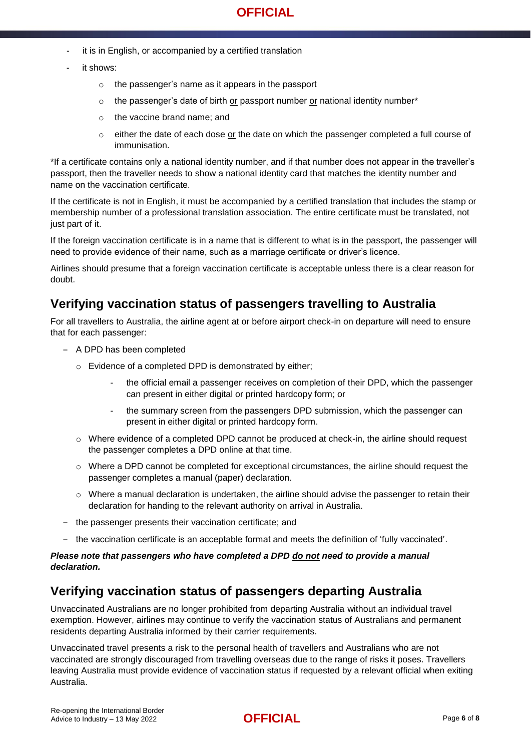- it is in English, or accompanied by a certified translation
- it shows:
  - the passenger's name as it appears in the passport
  - the passenger's date of birth <u>or</u> passport number <u>or</u> national identity number*
  - the vaccine brand name; and
  - either the date of each dose <u>or</u> the date on which the passenger completed a full course of immunisation.

*If a certificate contains only a national identity number, and if that number does not appear in the traveller's passport, then the traveller needs to show a national identity card that matches the identity number and name on the vaccination certificate.

If the certificate is not in English, it must be accompanied by a certified translation that includes the stamp or membership number of a professional translation association. The entire certificate must be translated, not just part of it.

If the foreign vaccination certificate is in a name that is different to what is in the passport, the passenger will need to provide evidence of their name, such as a marriage certificate or driver's licence.

Airlines should presume that a foreign vaccination certificate is acceptable unless there is a clear reason for doubt.

## Verifying vaccination status of passengers travelling to Australia

For all travellers to Australia, the airline agent at or before airport check-in on departure will need to ensure that for each passenger:

- A DPD has been completed
  - Evidence of a completed DPD is demonstrated by either;
    - the official email a passenger receives on completion of their DPD, which the passenger can present in either digital or printed hardcopy form; or
    - the summary screen from the passengers DPD submission, which the passenger can present in either digital or printed hardcopy form.
  - Where evidence of a completed DPD cannot be produced at check-in, the airline should request the passenger completes a DPD online at that time.
  - Where a DPD cannot be completed for exceptional circumstances, the airline should request the passenger completes a manual (paper) declaration.
  - Where a manual declaration is undertaken, the airline should advise the passenger to retain their declaration for handing to the relevant authority on arrival in Australia.
- the passenger presents their vaccination certificate; and
- the vaccination certificate is an acceptable format and meets the definition of 'fully vaccinated'.

***Please note that passengers who have completed a DPD <u>do not</u> need to provide a manual declaration.***

## Verifying vaccination status of passengers departing Australia

Unvaccinated Australians are no longer prohibited from departing Australia without an individual travel exemption. However, airlines may continue to verify the vaccination status of Australians and permanent residents departing Australia informed by their carrier requirements.

Unvaccinated travel presents a risk to the personal health of travellers and Australians who are not vaccinated are strongly discouraged from travelling overseas due to the range of risks it poses. Travellers leaving Australia must provide evidence of vaccination status if requested by a relevant official when exiting Australia.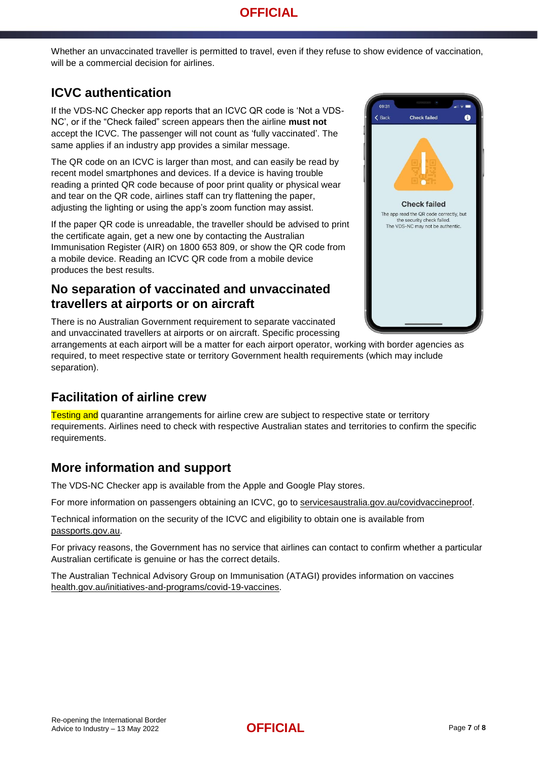Whether an unvaccinated traveller is permitted to travel, even if they refuse to show evidence of vaccination, will be a commercial decision for airlines.

## ICVC authentication

If the VDS-NC Checker app reports that an ICVC QR code is 'Not a VDS-NC', or if the "Check failed" screen appears then the airline **must not** accept the ICVC. The passenger will not count as 'fully vaccinated'. The same applies if an industry app provides a similar message.

The QR code on an ICVC is larger than most, and can easily be read by recent model smartphones and devices. If a device is having trouble reading a printed QR code because of poor print quality or physical wear and tear on the QR code, airlines staff can try flattening the paper, adjusting the lighting or using the app's zoom function may assist.

If the paper QR code is unreadable, the traveller should be advised to print the certificate again, get a new one by contacting the Australian Immunisation Register (AIR) on 1800 653 809, or show the QR code from a mobile device. Reading an ICVC QR code from a mobile device produces the best results.

## No separation of vaccinated and unvaccinated travellers at airports or on aircraft

There is no Australian Government requirement to separate vaccinated and unvaccinated travellers at airports or on aircraft. Specific processing arrangements at each airport will be a matter for each airport operator, working with border agencies as required, to meet respective state or territory Government health requirements (which may include separation).

## Facilitation of airline crew

Testing and quarantine arrangements for airline crew are subject to respective state or territory requirements. Airlines need to check with respective Australian states and territories to confirm the specific requirements.

## More information and support

The VDS-NC Checker app is available from the Apple and Google Play stores.

For more information on passengers obtaining an ICVC, go to servicesaustralia.gov.au/covidvaccineproof.

Technical information on the security of the ICVC and eligibility to obtain one is available from passports.gov.au.

For privacy reasons, the Government has no service that airlines can contact to confirm whether a particular Australian certificate is genuine or has the correct details.

The Australian Technical Advisory Group on Immunisation (ATAGI) provides information on vaccines health.gov.au/initiatives-and-programs/covid-19-vaccines.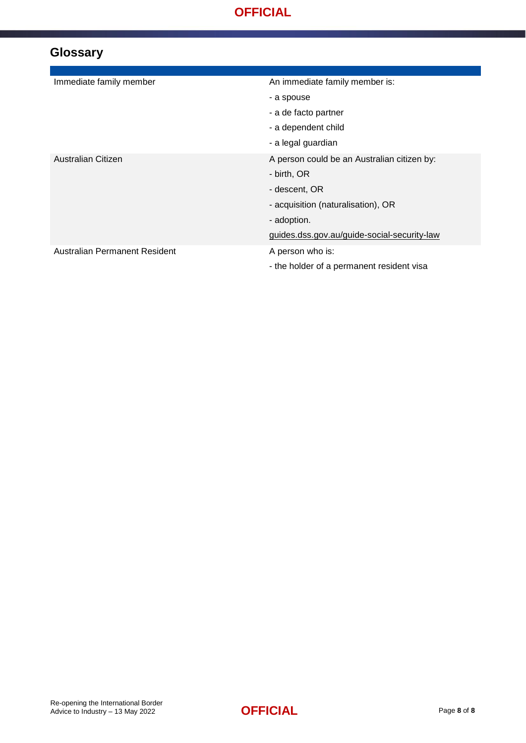## Glossary

| | |
|---|---|
| Immediate family member | An immediate family member is:<br>- a spouse<br>- a de facto partner<br>- a dependent child<br>- a legal guardian |
| Australian Citizen | A person could be an Australian citizen by:<br>- birth, OR<br>- descent, OR<br>- acquisition (naturalisation), OR<br>- adoption.<br>guides.dss.gov.au/guide-social-security-law |
| Australian Permanent Resident | A person who is:<br>- the holder of a permanent resident visa |